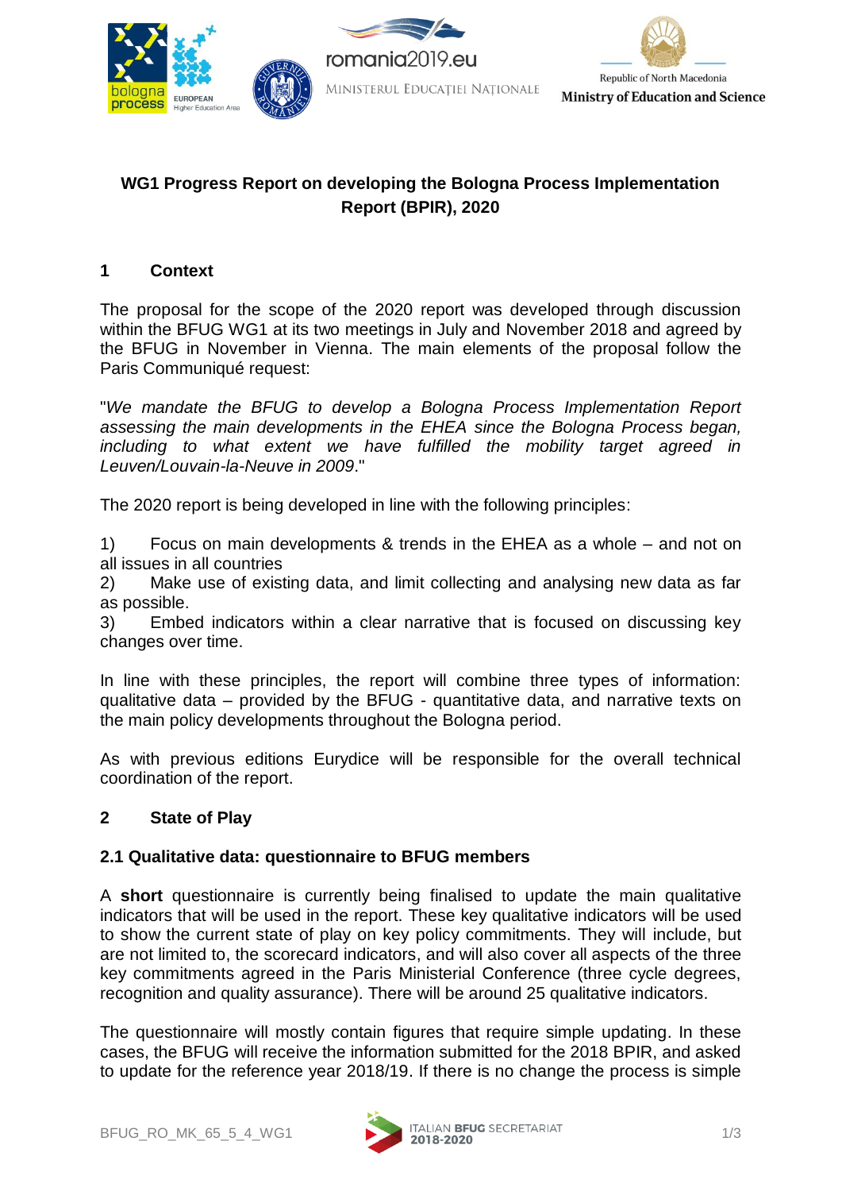# WG1 Progress Report on developing the Bologna Process Implementation Report (BPIR), 2020

## 1 Context

The proposal for the scope of the 2020 report was developed through discussion within the BFUG WG1 at its two meetings in July and November 2018 and agreed by the BFUG in November in Vienna. The main elements of the proposal follow the Paris Communiqué request:

"*We mandate the BFUG to develop a Bologna Process Implementation Report assessing the main developments in the EHEA since the Bologna Process began, including to what extent we have fulfilled the mobility target agreed in Leuven/Louvain-la-Neuve in 2009*."

The 2020 report is being developed in line with the following principles:

1) Focus on main developments & trends in the EHEA as a whole – and not on all issues in all countries
2) Make use of existing data, and limit collecting and analysing new data as far as possible.
3) Embed indicators within a clear narrative that is focused on discussing key changes over time.

In line with these principles, the report will combine three types of information: qualitative data – provided by the BFUG - quantitative data, and narrative texts on the main policy developments throughout the Bologna period.

As with previous editions Eurydice will be responsible for the overall technical coordination of the report.

## 2 State of Play

### 2.1 Qualitative data: questionnaire to BFUG members

A **short** questionnaire is currently being finalised to update the main qualitative indicators that will be used in the report. These key qualitative indicators will be used to show the current state of play on key policy commitments. They will include, but are not limited to, the scorecard indicators, and will also cover all aspects of the three key commitments agreed in the Paris Ministerial Conference (three cycle degrees, recognition and quality assurance). There will be around 25 qualitative indicators.

The questionnaire will mostly contain figures that require simple updating. In these cases, the BFUG will receive the information submitted for the 2018 BPIR, and asked to update for the reference year 2018/19. If there is no change the process is simple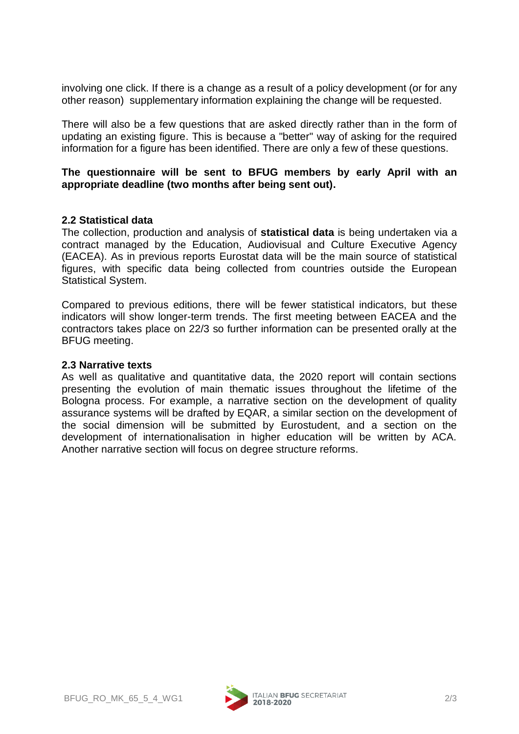involving one click. If there is a change as a result of a policy development (or for any other reason) supplementary information explaining the change will be requested.

There will also be a few questions that are asked directly rather than in the form of updating an existing figure. This is because a "better" way of asking for the required information for a figure has been identified. There are only a few of these questions.

**The questionnaire will be sent to BFUG members by early April with an appropriate deadline (two months after being sent out).**

### 2.2 Statistical data

The collection, production and analysis of **statistical data** is being undertaken via a contract managed by the Education, Audiovisual and Culture Executive Agency (EACEA). As in previous reports Eurostat data will be the main source of statistical figures, with specific data being collected from countries outside the European Statistical System.

Compared to previous editions, there will be fewer statistical indicators, but these indicators will show longer-term trends. The first meeting between EACEA and the contractors takes place on 22/3 so further information can be presented orally at the BFUG meeting.

### 2.3 Narrative texts

As well as qualitative and quantitative data, the 2020 report will contain sections presenting the evolution of main thematic issues throughout the lifetime of the Bologna process. For example, a narrative section on the development of quality assurance systems will be drafted by EQAR, a similar section on the development of the social dimension will be submitted by Eurostudent, and a section on the development of internationalisation in higher education will be written by ACA. Another narrative section will focus on degree structure reforms.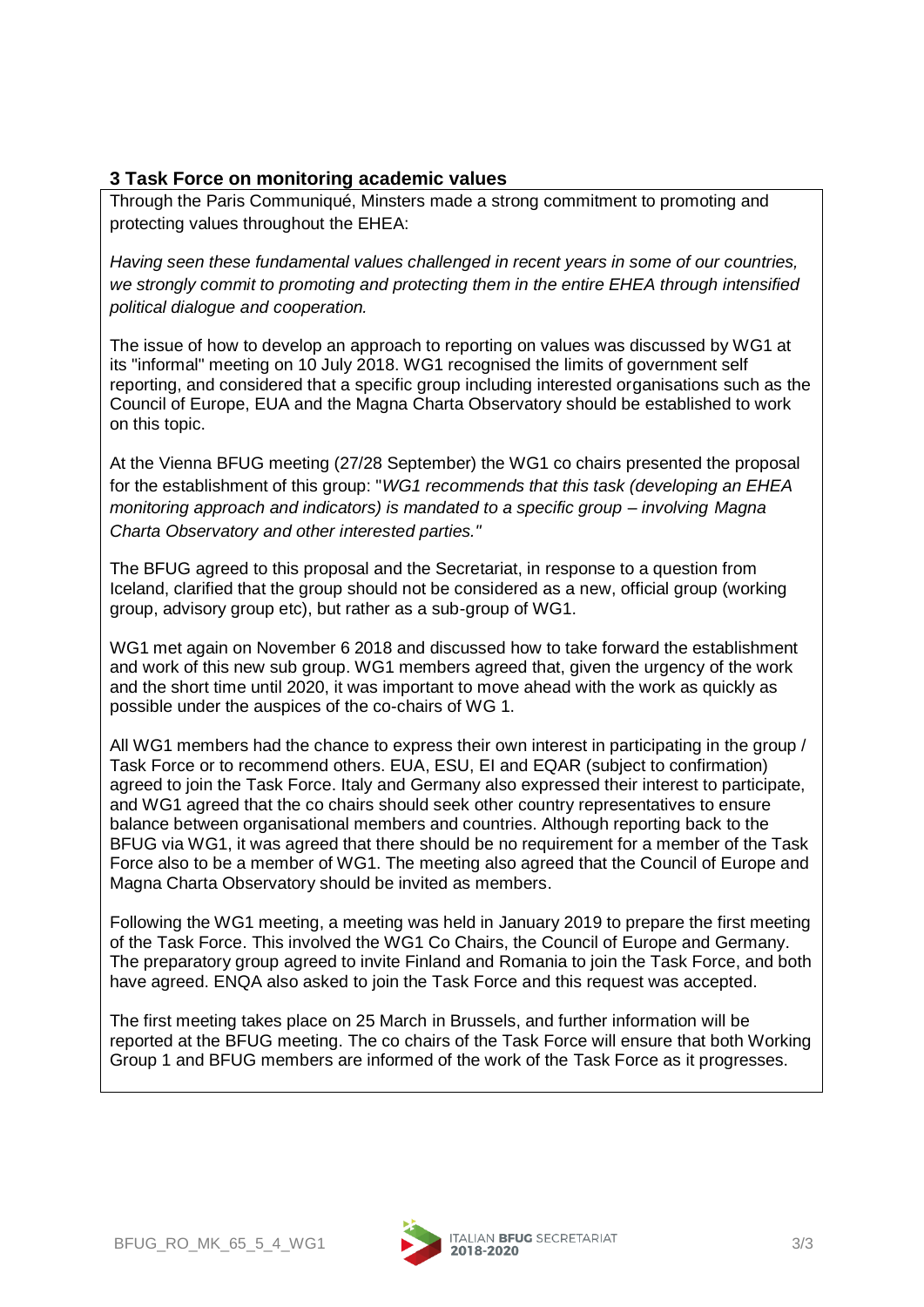## 3 Task Force on monitoring academic values

Through the Paris Communiqué, Minsters made a strong commitment to promoting and protecting values throughout the EHEA:

*Having seen these fundamental values challenged in recent years in some of our countries, we strongly commit to promoting and protecting them in the entire EHEA through intensified political dialogue and cooperation.*

The issue of how to develop an approach to reporting on values was discussed by WG1 at its "informal" meeting on 10 July 2018. WG1 recognised the limits of government self reporting, and considered that a specific group including interested organisations such as the Council of Europe, EUA and the Magna Charta Observatory should be established to work on this topic.

At the Vienna BFUG meeting (27/28 September) the WG1 co chairs presented the proposal for the establishment of this group: "*WG1 recommends that this task (developing an EHEA monitoring approach and indicators) is mandated to a specific group – involving Magna Charta Observatory and other interested parties."*

The BFUG agreed to this proposal and the Secretariat, in response to a question from Iceland, clarified that the group should not be considered as a new, official group (working group, advisory group etc), but rather as a sub-group of WG1.

WG1 met again on November 6 2018 and discussed how to take forward the establishment and work of this new sub group. WG1 members agreed that, given the urgency of the work and the short time until 2020, it was important to move ahead with the work as quickly as possible under the auspices of the co-chairs of WG 1.

All WG1 members had the chance to express their own interest in participating in the group / Task Force or to recommend others. EUA, ESU, EI and EQAR (subject to confirmation) agreed to join the Task Force. Italy and Germany also expressed their interest to participate, and WG1 agreed that the co chairs should seek other country representatives to ensure balance between organisational members and countries. Although reporting back to the BFUG via WG1, it was agreed that there should be no requirement for a member of the Task Force also to be a member of WG1. The meeting also agreed that the Council of Europe and Magna Charta Observatory should be invited as members.

Following the WG1 meeting, a meeting was held in January 2019 to prepare the first meeting of the Task Force. This involved the WG1 Co Chairs, the Council of Europe and Germany. The preparatory group agreed to invite Finland and Romania to join the Task Force, and both have agreed. ENQA also asked to join the Task Force and this request was accepted.

The first meeting takes place on 25 March in Brussels, and further information will be reported at the BFUG meeting. The co chairs of the Task Force will ensure that both Working Group 1 and BFUG members are informed of the work of the Task Force as it progresses.